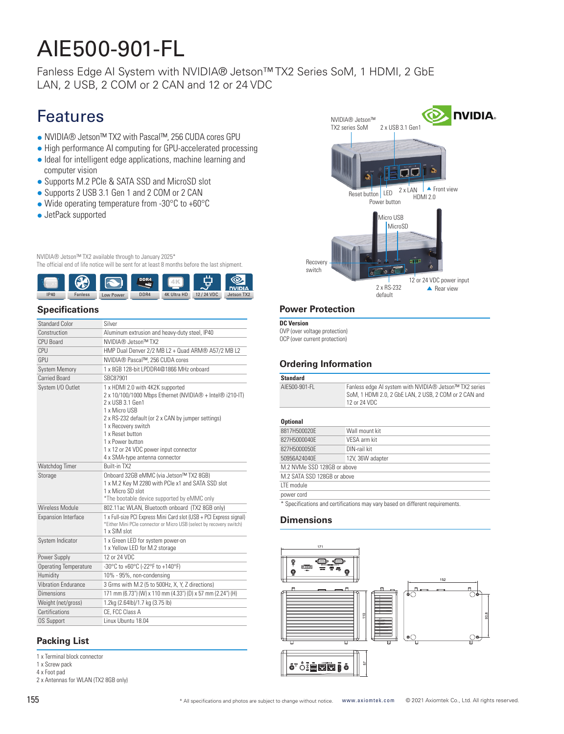# AIE500-901-FL

Fanless Edge AI System with NVIDIA® Jetson™ TX2 Series SoM, 1 HDMI, 2 GbE LAN, 2 USB, 2 COM or 2 CAN and 12 or 24 VDC

## Features

- NVIDIA® Jetson™ TX2 with Pascal™, 256 CUDA cores GPU
- High performance AI computing for GPU-accelerated processing
- Ideal for intelligent edge applications, machine learning and computer vision
- Supports M.2 PCIe & SATA SSD and MicroSD slot
- Supports 2 USB 3.1 Gen 1 and 2 COM or 2 CAN
- Wide operating temperature from -30°C to +60°C
- JetPack supported

NVIDIA® Jetson™ TX2 available through to January 2025*
The official end of life notice will be sent for at least 8 months before the last shipment.

IP40 | Fanless | Low Power | DDR4 | 4K Ultra HD | 12 / 24 VDC | Jetson TX2

NVIDIA® Jetson™ TX2 series SoM, 2 x USB 3.1 Gen1, Reset button, LED, Power button, 2 x LAN, HDMI 2.0 — Front view

Micro USB, MicroSD, Recovery switch, 2 x RS-232 default, 12 or 24 VDC power input — Rear view

## Specifications

| | |
|---|---|
| Standard Color | Silver |
| Construction | Aluminum extrusion and heavy-duty steel, IP40 |
| CPU Board | NVIDIA® Jetson™ TX2 |
| CPU | HMP Dual Denver 2/2 MB L2 + Quad ARM® A57/2 MB L2 |
| GPU | NVIDIA® Pascal™, 256 CUDA cores |
| System Memory | 1 x 8GB 128-bit LPDDR4@1866 MHz onboard |
| Carried Board | SBC87901 |
| System I/O Outlet | 1 x HDMI 2.0 with 4K2K supported<br>2 x 10/100/1000 Mbps Ethernet (NVIDIA® + Intel® i210-IT)<br>2 x USB 3.1 Gen1<br>1 x Micro USB<br>2 x RS-232 default (or 2 x CAN by jumper settings)<br>1 x Recovery switch<br>1 x Reset button<br>1 x Power button<br>1 x 12 or 24 VDC power input connector<br>4 x SMA-type antenna connector |
| Watchdog Timer | Built-in TX2 |
| Storage | Onboard 32GB eMMC (via Jetson™ TX2 8GB)<br>1 x M.2 Key M 2280 with PCIe x1 and SATA SSD slot<br>1 x Micro SD slot<br>*The bootable device supported by eMMC only |
| Wireless Module | 802.11ac WLAN, Bluetooth onboard (TX2 8GB only) |
| Expansion Interface | 1 x Full-size PCI Express Mini Card slot (USB + PCI Express signal)<br>*Either Mini PCIe connector or Micro USB (select by recovery switch)<br>1 x SIM slot |
| System Indicator | 1 x Green LED for system power-on<br>1 x Yellow LED for M.2 storage |
| Power Supply | 12 or 24 VDC |
| Operating Temperature | -30°C to +60°C (-22°F to +140°F) |
| Humidity | 10% - 95%, non-condensing |
| Vibration Endurance | 3 Grms with M.2 (5 to 500Hz, X, Y, Z directions) |
| Dimensions | 171 mm (6.73") (W) x 110 mm (4.33") (D) x 57 mm (2.24") (H) |
| Weight (net/gross) | 1.2kg (2.64lb)/1.7 kg (3.75 lb) |
| Certifications | CE, FCC Class A |
| OS Support | Linux Ubuntu 18.04 |

## Packing List

1 x Terminal block connector
1 x Screw pack
4 x Foot pad
2 x Antennas for WLAN (TX2 8GB only)

## Power Protection

**DC Version**
OVP (over voltage protection)
OCP (over current protection)

## Ordering Information

| Standard | |
|---|---|
| AIE500-901-FL | Fanless edge AI system with NVIDIA® Jetson™ TX2 series SoM, 1 HDMI 2.0, 2 GbE LAN, 2 USB, 2 COM or 2 CAN and 12 or 24 VDC |

| Optional | |
|---|---|
| 8817H500020E | Wall mount kit |
| 827H5000040E | VESA arm kit |
| 827H5000050E | DIN-rail kit |
| 50956A24040E | 12V, 36W adapter |
| M.2 NVMe SSD 128GB or above | |
| M.2 SATA SSD 128GB or above | |
| LTE module | |
| power cord | |

* Specifications and certifications may vary based on different requirements.

## Dimensions

171, 152, 110, 93.8, 57

* All specifications and photos are subject to change without notice. www.axiomtek.com © 2021 Axiomtek Co., Ltd. All rights reserved.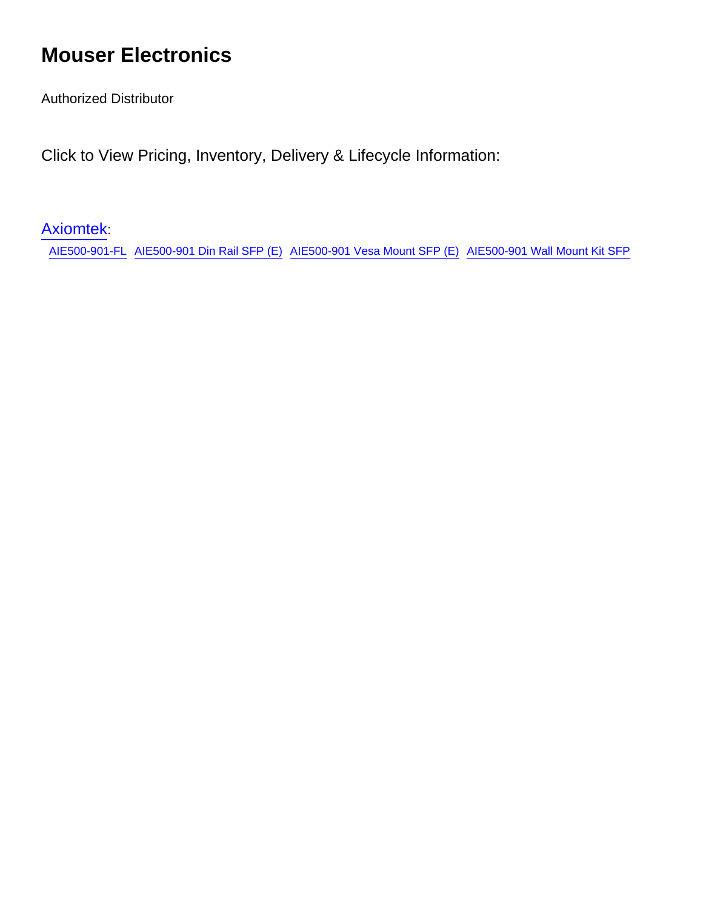# Mouser Electronics

Authorized Distributor

Click to View Pricing, Inventory, Delivery & Lifecycle Information:

Axiomtek:

AIE500-901-FL AIE500-901 Din Rail SFP (E) AIE500-901 Vesa Mount SFP (E) AIE500-901 Wall Mount Kit SFP